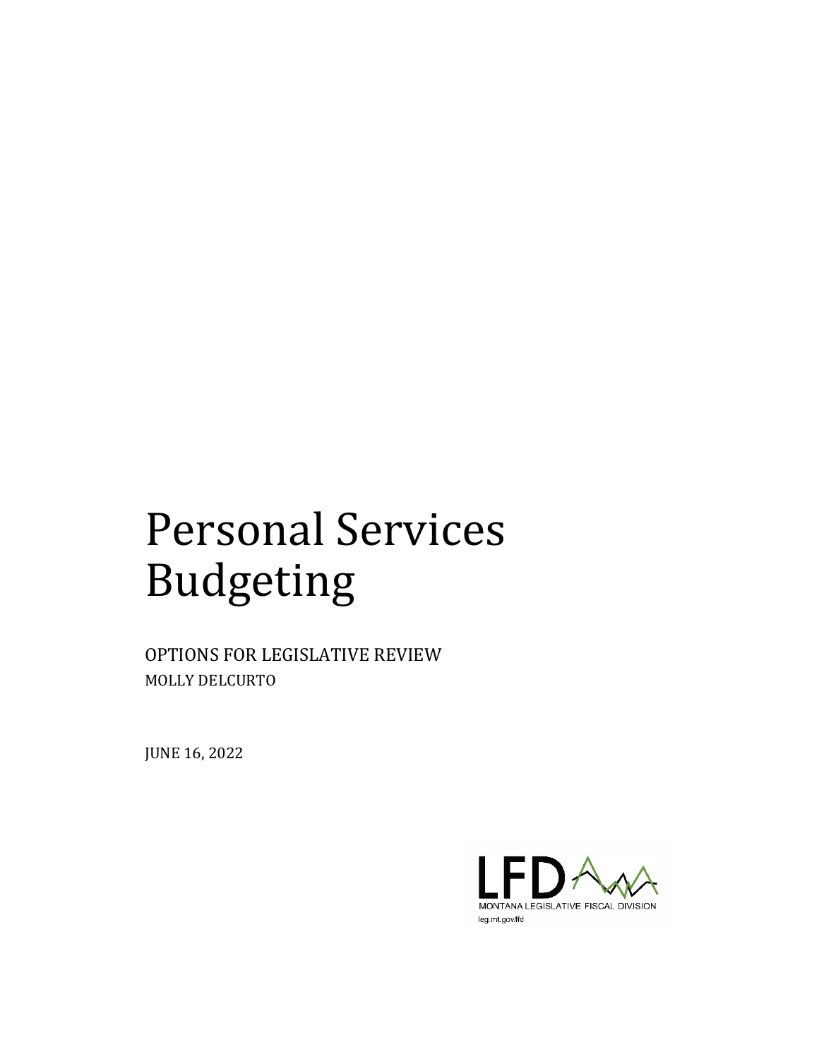# Personal Services Budgeting

OPTIONS FOR LEGISLATIVE REVIEW

MOLLY DELCURTO

JUNE 16, 2022

LFD

MONTANA LEGISLATIVE FISCAL DIVISION

leg.mt.gov/lfd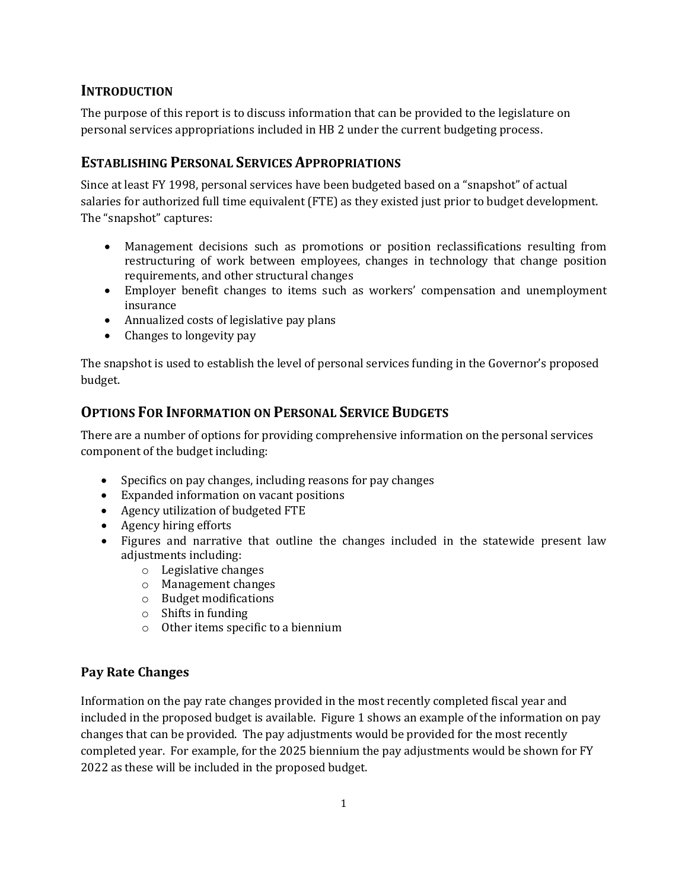## Introduction

The purpose of this report is to discuss information that can be provided to the legislature on personal services appropriations included in HB 2 under the current budgeting process.

## Establishing Personal Services Appropriations

Since at least FY 1998, personal services have been budgeted based on a "snapshot" of actual salaries for authorized full time equivalent (FTE) as they existed just prior to budget development. The "snapshot" captures:

- Management decisions such as promotions or position reclassifications resulting from restructuring of work between employees, changes in technology that change position requirements, and other structural changes
- Employer benefit changes to items such as workers' compensation and unemployment insurance
- Annualized costs of legislative pay plans
- Changes to longevity pay

The snapshot is used to establish the level of personal services funding in the Governor's proposed budget.

## Options For Information on Personal Service Budgets

There are a number of options for providing comprehensive information on the personal services component of the budget including:

- Specifics on pay changes, including reasons for pay changes
- Expanded information on vacant positions
- Agency utilization of budgeted FTE
- Agency hiring efforts
- Figures and narrative that outline the changes included in the statewide present law adjustments including:
  - Legislative changes
  - Management changes
  - Budget modifications
  - Shifts in funding
  - Other items specific to a biennium

### Pay Rate Changes

Information on the pay rate changes provided in the most recently completed fiscal year and included in the proposed budget is available. Figure 1 shows an example of the information on pay changes that can be provided. The pay adjustments would be provided for the most recently completed year. For example, for the 2025 biennium the pay adjustments would be shown for FY 2022 as these will be included in the proposed budget.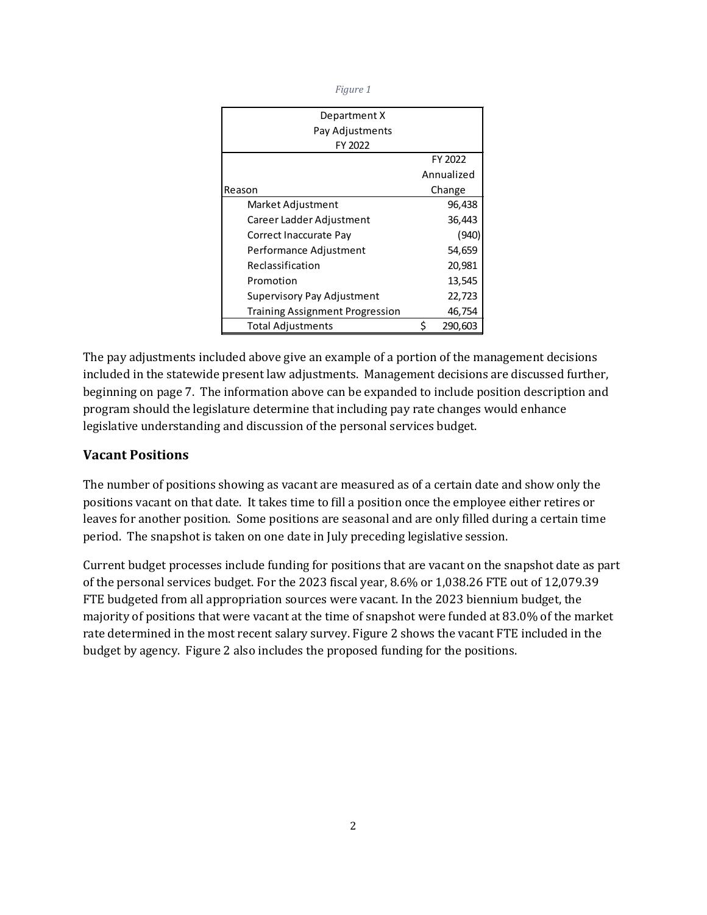*Figure 1*

| Department X<br>Pay Adjustments<br>FY 2022 | |
|---|---|
| Reason | FY 2022 Annualized Change |
| Market Adjustment | 96,438 |
| Career Ladder Adjustment | 36,443 |
| Correct Inaccurate Pay | (940) |
| Performance Adjustment | 54,659 |
| Reclassification | 20,981 |
| Promotion | 13,545 |
| Supervisory Pay Adjustment | 22,723 |
| Training Assignment Progression | 46,754 |
| Total Adjustments | $ 290,603 |

The pay adjustments included above give an example of a portion of the management decisions included in the statewide present law adjustments. Management decisions are discussed further, beginning on page 7. The information above can be expanded to include position description and program should the legislature determine that including pay rate changes would enhance legislative understanding and discussion of the personal services budget.

### Vacant Positions

The number of positions showing as vacant are measured as of a certain date and show only the positions vacant on that date. It takes time to fill a position once the employee either retires or leaves for another position. Some positions are seasonal and are only filled during a certain time period. The snapshot is taken on one date in July preceding legislative session.

Current budget processes include funding for positions that are vacant on the snapshot date as part of the personal services budget. For the 2023 fiscal year, 8.6% or 1,038.26 FTE out of 12,079.39 FTE budgeted from all appropriation sources were vacant. In the 2023 biennium budget, the majority of positions that were vacant at the time of snapshot were funded at 83.0% of the market rate determined in the most recent salary survey. Figure 2 shows the vacant FTE included in the budget by agency. Figure 2 also includes the proposed funding for the positions.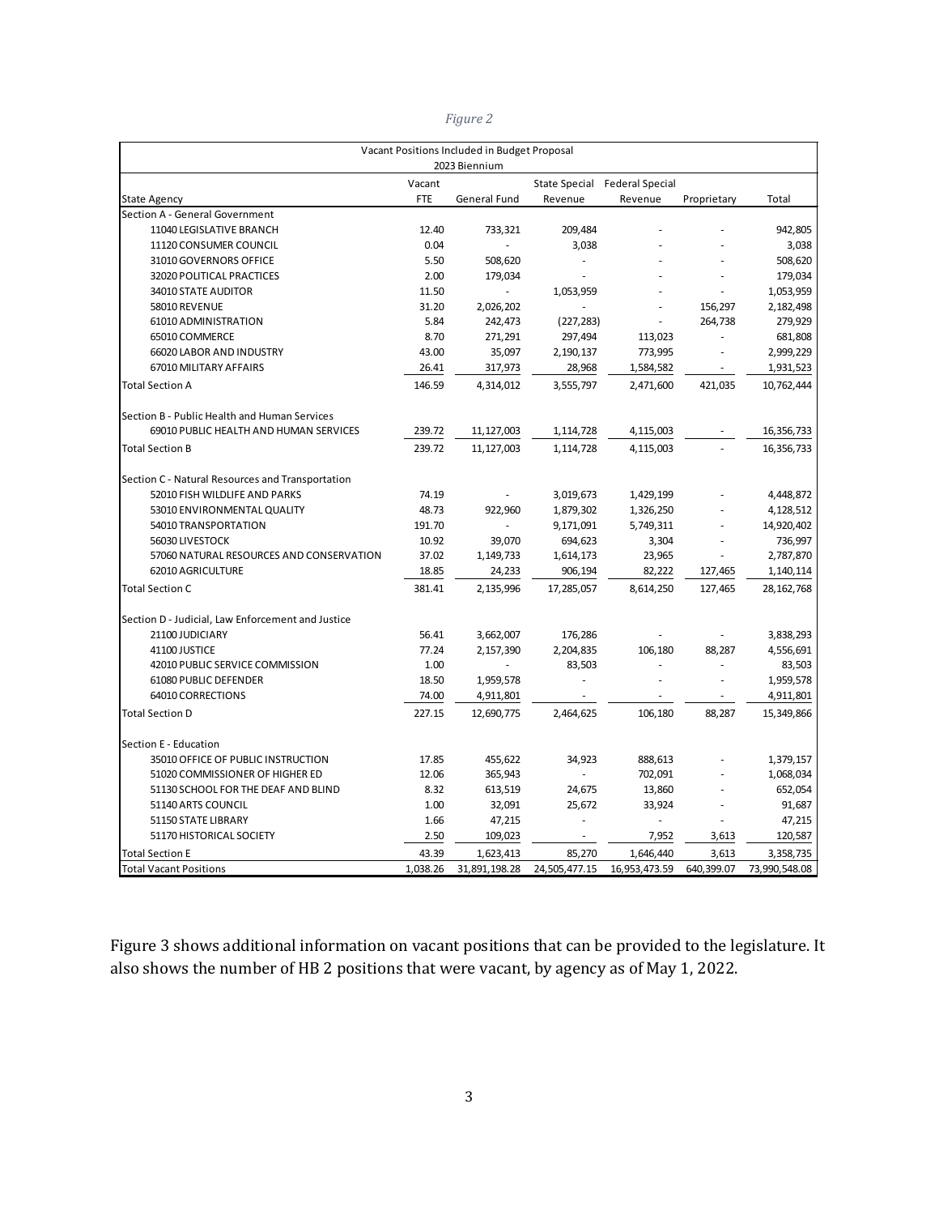*Figure 2*

| Vacant Positions Included in Budget Proposal 2023 Biennium | | | | | | |
|---|---|---|---|---|---|---|
| State Agency | Vacant FTE | General Fund | State Special Revenue | Federal Special Revenue | Proprietary | Total |
| Section A - General Government | | | | | | |
| 11040 LEGISLATIVE BRANCH | 12.40 | 733,321 | 209,484 | - | - | 942,805 |
| 11120 CONSUMER COUNCIL | 0.04 | - | 3,038 | - | - | 3,038 |
| 31010 GOVERNORS OFFICE | 5.50 | 508,620 | - | - | - | 508,620 |
| 32020 POLITICAL PRACTICES | 2.00 | 179,034 | - | - | - | 179,034 |
| 34010 STATE AUDITOR | 11.50 | - | 1,053,959 | - | - | 1,053,959 |
| 58010 REVENUE | 31.20 | 2,026,202 | - | - | 156,297 | 2,182,498 |
| 61010 ADMINISTRATION | 5.84 | 242,473 | (227,283) | - | 264,738 | 279,929 |
| 65010 COMMERCE | 8.70 | 271,291 | 297,494 | 113,023 | - | 681,808 |
| 66020 LABOR AND INDUSTRY | 43.00 | 35,097 | 2,190,137 | 773,995 | - | 2,999,229 |
| 67010 MILITARY AFFAIRS | 26.41 | 317,973 | 28,968 | 1,584,582 | - | 1,931,523 |
| Total Section A | 146.59 | 4,314,012 | 3,555,797 | 2,471,600 | 421,035 | 10,762,444 |
| Section B - Public Health and Human Services | | | | | | |
| 69010 PUBLIC HEALTH AND HUMAN SERVICES | 239.72 | 11,127,003 | 1,114,728 | 4,115,003 | - | 16,356,733 |
| Total Section B | 239.72 | 11,127,003 | 1,114,728 | 4,115,003 | - | 16,356,733 |
| Section C - Natural Resources and Transportation | | | | | | |
| 52010 FISH WILDLIFE AND PARKS | 74.19 | - | 3,019,673 | 1,429,199 | - | 4,448,872 |
| 53010 ENVIRONMENTAL QUALITY | 48.73 | 922,960 | 1,879,302 | 1,326,250 | - | 4,128,512 |
| 54010 TRANSPORTATION | 191.70 | - | 9,171,091 | 5,749,311 | - | 14,920,402 |
| 56030 LIVESTOCK | 10.92 | 39,070 | 694,623 | 3,304 | - | 736,997 |
| 57060 NATURAL RESOURCES AND CONSERVATION | 37.02 | 1,149,733 | 1,614,173 | 23,965 | - | 2,787,870 |
| 62010 AGRICULTURE | 18.85 | 24,233 | 906,194 | 82,222 | 127,465 | 1,140,114 |
| Total Section C | 381.41 | 2,135,996 | 17,285,057 | 8,614,250 | 127,465 | 28,162,768 |
| Section D - Judicial, Law Enforcement and Justice | | | | | | |
| 21100 JUDICIARY | 56.41 | 3,662,007 | 176,286 | - | - | 3,838,293 |
| 41100 JUSTICE | 77.24 | 2,157,390 | 2,204,835 | 106,180 | 88,287 | 4,556,691 |
| 42010 PUBLIC SERVICE COMMISSION | 1.00 | - | 83,503 | - | - | 83,503 |
| 61080 PUBLIC DEFENDER | 18.50 | 1,959,578 | - | - | - | 1,959,578 |
| 64010 CORRECTIONS | 74.00 | 4,911,801 | - | - | - | 4,911,801 |
| Total Section D | 227.15 | 12,690,775 | 2,464,625 | 106,180 | 88,287 | 15,349,866 |
| Section E - Education | | | | | | |
| 35010 OFFICE OF PUBLIC INSTRUCTION | 17.85 | 455,622 | 34,923 | 888,613 | - | 1,379,157 |
| 51020 COMMISSIONER OF HIGHER ED | 12.06 | 365,943 | - | 702,091 | - | 1,068,034 |
| 51130 SCHOOL FOR THE DEAF AND BLIND | 8.32 | 613,519 | 24,675 | 13,860 | - | 652,054 |
| 51140 ARTS COUNCIL | 1.00 | 32,091 | 25,672 | 33,924 | - | 91,687 |
| 51150 STATE LIBRARY | 1.66 | 47,215 | - | - | - | 47,215 |
| 51170 HISTORICAL SOCIETY | 2.50 | 109,023 | - | 7,952 | 3,613 | 120,587 |
| Total Section E | 43.39 | 1,623,413 | 85,270 | 1,646,440 | 3,613 | 3,358,735 |
| Total Vacant Positions | 1,038.26 | 31,891,198.28 | 24,505,477.15 | 16,953,473.59 | 640,399.07 | 73,990,548.08 |

Figure 3 shows additional information on vacant positions that can be provided to the legislature. It also shows the number of HB 2 positions that were vacant, by agency as of May 1, 2022.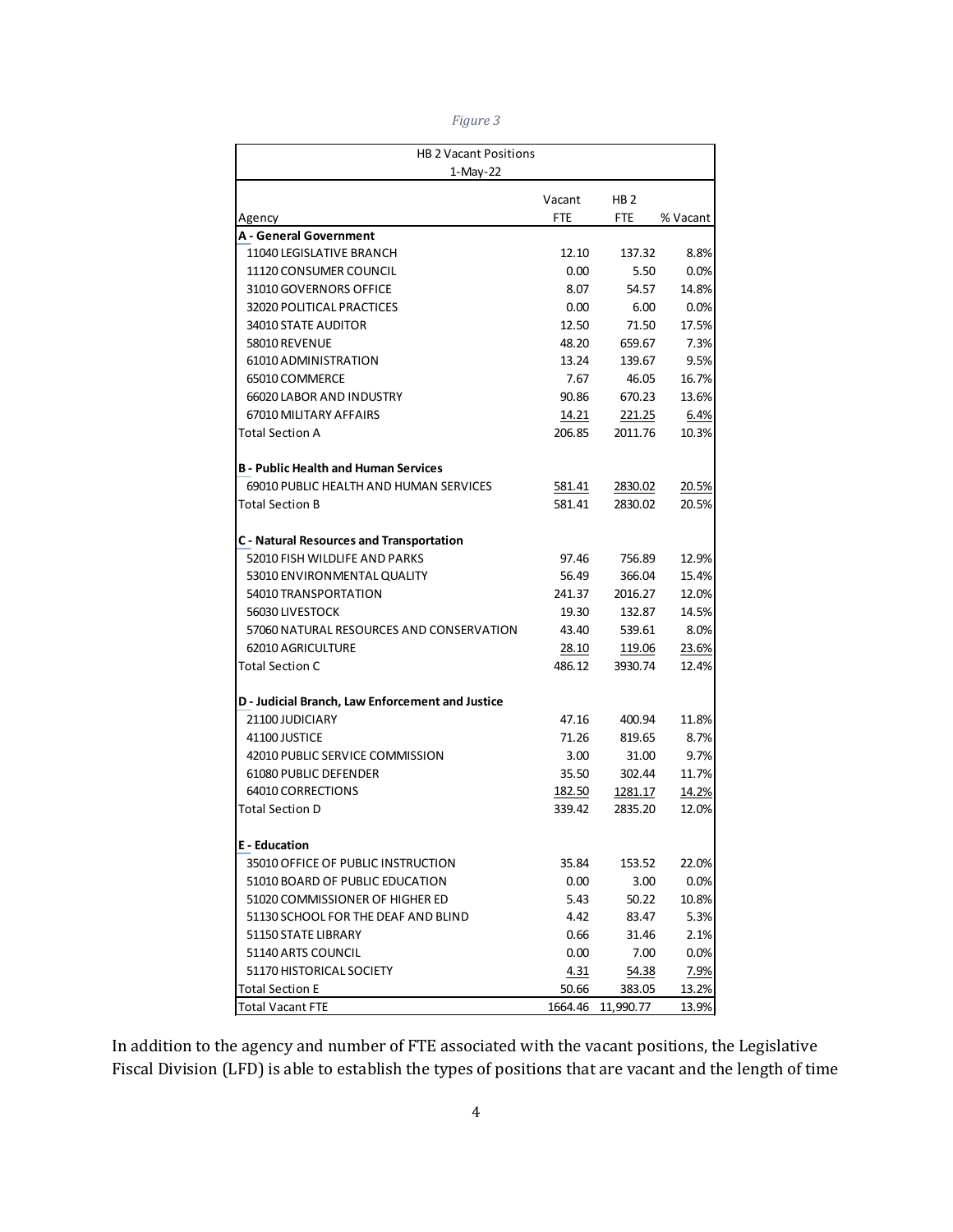*Figure 3*

| HB 2 Vacant Positions 1-May-22 | | | |
|---|---|---|---|
| Agency | Vacant FTE | HB 2 FTE | % Vacant |
| **A - General Government** | | | |
| 11040 LEGISLATIVE BRANCH | 12.10 | 137.32 | 8.8% |
| 11120 CONSUMER COUNCIL | 0.00 | 5.50 | 0.0% |
| 31010 GOVERNORS OFFICE | 8.07 | 54.57 | 14.8% |
| 32020 POLITICAL PRACTICES | 0.00 | 6.00 | 0.0% |
| 34010 STATE AUDITOR | 12.50 | 71.50 | 17.5% |
| 58010 REVENUE | 48.20 | 659.67 | 7.3% |
| 61010 ADMINISTRATION | 13.24 | 139.67 | 9.5% |
| 65010 COMMERCE | 7.67 | 46.05 | 16.7% |
| 66020 LABOR AND INDUSTRY | 90.86 | 670.23 | 13.6% |
| 67010 MILITARY AFFAIRS | 14.21 | 221.25 | 6.4% |
| Total Section A | 206.85 | 2011.76 | 10.3% |
| **B - Public Health and Human Services** | | | |
| 69010 PUBLIC HEALTH AND HUMAN SERVICES | 581.41 | 2830.02 | 20.5% |
| Total Section B | 581.41 | 2830.02 | 20.5% |
| **C - Natural Resources and Transportation** | | | |
| 52010 FISH WILDLIFE AND PARKS | 97.46 | 756.89 | 12.9% |
| 53010 ENVIRONMENTAL QUALITY | 56.49 | 366.04 | 15.4% |
| 54010 TRANSPORTATION | 241.37 | 2016.27 | 12.0% |
| 56030 LIVESTOCK | 19.30 | 132.87 | 14.5% |
| 57060 NATURAL RESOURCES AND CONSERVATION | 43.40 | 539.61 | 8.0% |
| 62010 AGRICULTURE | 28.10 | 119.06 | 23.6% |
| Total Section C | 486.12 | 3930.74 | 12.4% |
| **D - Judicial Branch, Law Enforcement and Justice** | | | |
| 21100 JUDICIARY | 47.16 | 400.94 | 11.8% |
| 41100 JUSTICE | 71.26 | 819.65 | 8.7% |
| 42010 PUBLIC SERVICE COMMISSION | 3.00 | 31.00 | 9.7% |
| 61080 PUBLIC DEFENDER | 35.50 | 302.44 | 11.7% |
| 64010 CORRECTIONS | 182.50 | 1281.17 | 14.2% |
| Total Section D | 339.42 | 2835.20 | 12.0% |
| **E - Education** | | | |
| 35010 OFFICE OF PUBLIC INSTRUCTION | 35.84 | 153.52 | 22.0% |
| 51010 BOARD OF PUBLIC EDUCATION | 0.00 | 3.00 | 0.0% |
| 51020 COMMISSIONER OF HIGHER ED | 5.43 | 50.22 | 10.8% |
| 51130 SCHOOL FOR THE DEAF AND BLIND | 4.42 | 83.47 | 5.3% |
| 51150 STATE LIBRARY | 0.66 | 31.46 | 2.1% |
| 51140 ARTS COUNCIL | 0.00 | 7.00 | 0.0% |
| 51170 HISTORICAL SOCIETY | 4.31 | 54.38 | 7.9% |
| Total Section E | 50.66 | 383.05 | 13.2% |
| Total Vacant FTE | 1664.46 | 11,990.77 | 13.9% |

In addition to the agency and number of FTE associated with the vacant positions, the Legislative Fiscal Division (LFD) is able to establish the types of positions that are vacant and the length of time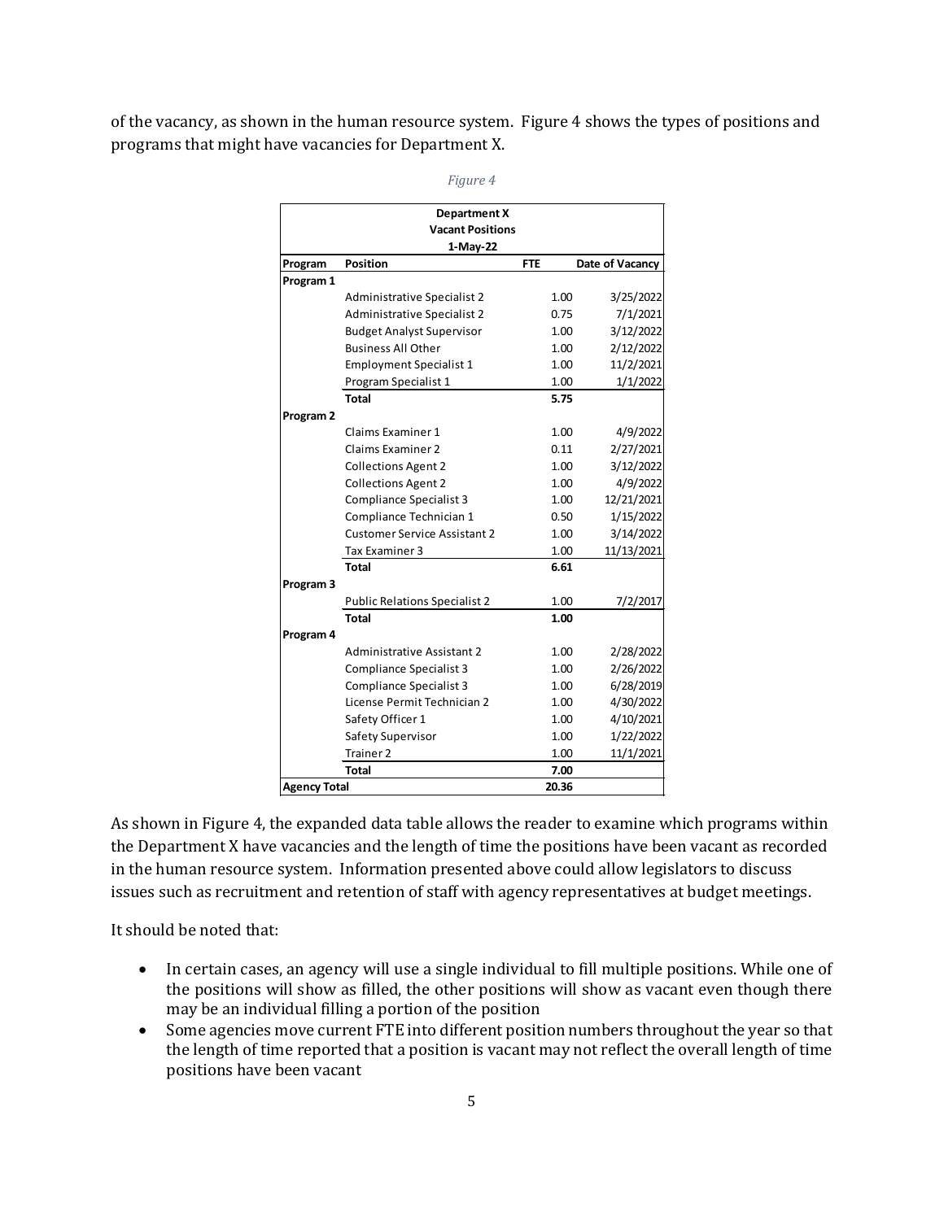of the vacancy, as shown in the human resource system. Figure 4 shows the types of positions and programs that might have vacancies for Department X.

*Figure 4*

| Department X<br>Vacant Positions<br>1-May-22 | | | |
|---|---|---|---|
| **Program** | **Position** | **FTE** | **Date of Vacancy** |
| **Program 1** | | | |
| | Administrative Specialist 2 | 1.00 | 3/25/2022 |
| | Administrative Specialist 2 | 0.75 | 7/1/2021 |
| | Budget Analyst Supervisor | 1.00 | 3/12/2022 |
| | Business All Other | 1.00 | 2/12/2022 |
| | Employment Specialist 1 | 1.00 | 11/2/2021 |
| | Program Specialist 1 | 1.00 | 1/1/2022 |
| | **Total** | **5.75** | |
| **Program 2** | | | |
| | Claims Examiner 1 | 1.00 | 4/9/2022 |
| | Claims Examiner 2 | 0.11 | 2/27/2021 |
| | Collections Agent 2 | 1.00 | 3/12/2022 |
| | Collections Agent 2 | 1.00 | 4/9/2022 |
| | Compliance Specialist 3 | 1.00 | 12/21/2021 |
| | Compliance Technician 1 | 0.50 | 1/15/2022 |
| | Customer Service Assistant 2 | 1.00 | 3/14/2022 |
| | Tax Examiner 3 | 1.00 | 11/13/2021 |
| | **Total** | **6.61** | |
| **Program 3** | | | |
| | Public Relations Specialist 2 | 1.00 | 7/2/2017 |
| | **Total** | **1.00** | |
| **Program 4** | | | |
| | Administrative Assistant 2 | 1.00 | 2/28/2022 |
| | Compliance Specialist 3 | 1.00 | 2/26/2022 |
| | Compliance Specialist 3 | 1.00 | 6/28/2019 |
| | License Permit Technician 2 | 1.00 | 4/30/2022 |
| | Safety Officer 1 | 1.00 | 4/10/2021 |
| | Safety Supervisor | 1.00 | 1/22/2022 |
| | Trainer 2 | 1.00 | 11/1/2021 |
| | **Total** | **7.00** | |
| **Agency Total** | | **20.36** | |

As shown in Figure 4, the expanded data table allows the reader to examine which programs within the Department X have vacancies and the length of time the positions have been vacant as recorded in the human resource system. Information presented above could allow legislators to discuss issues such as recruitment and retention of staff with agency representatives at budget meetings.

It should be noted that:

- In certain cases, an agency will use a single individual to fill multiple positions. While one of the positions will show as filled, the other positions will show as vacant even though there may be an individual filling a portion of the position
- Some agencies move current FTE into different position numbers throughout the year so that the length of time reported that a position is vacant may not reflect the overall length of time positions have been vacant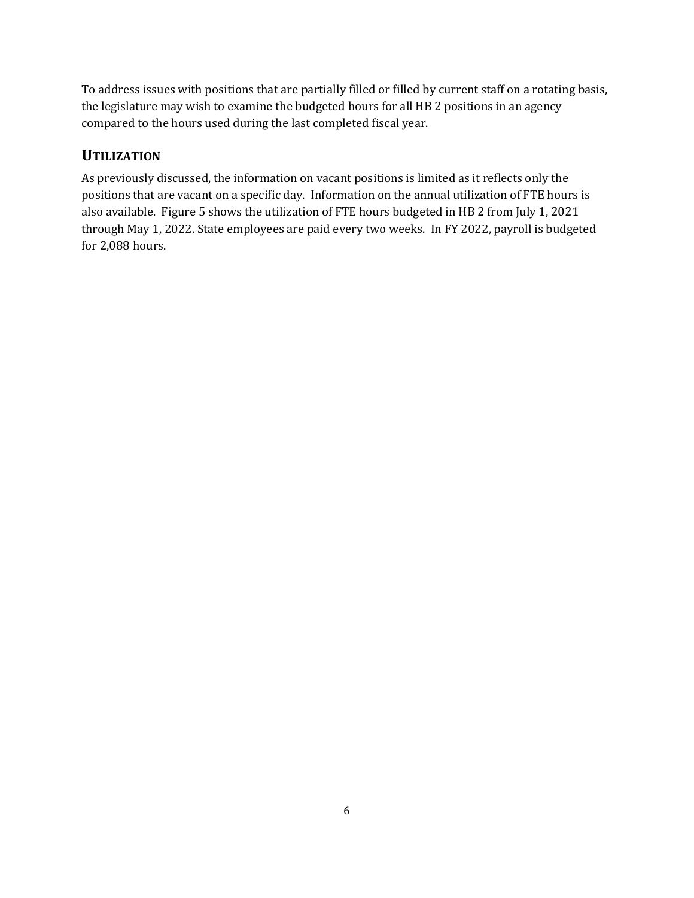To address issues with positions that are partially filled or filled by current staff on a rotating basis, the legislature may wish to examine the budgeted hours for all HB 2 positions in an agency compared to the hours used during the last completed fiscal year.

## UTILIZATION

As previously discussed, the information on vacant positions is limited as it reflects only the positions that are vacant on a specific day. Information on the annual utilization of FTE hours is also available. Figure 5 shows the utilization of FTE hours budgeted in HB 2 from July 1, 2021 through May 1, 2022. State employees are paid every two weeks. In FY 2022, payroll is budgeted for 2,088 hours.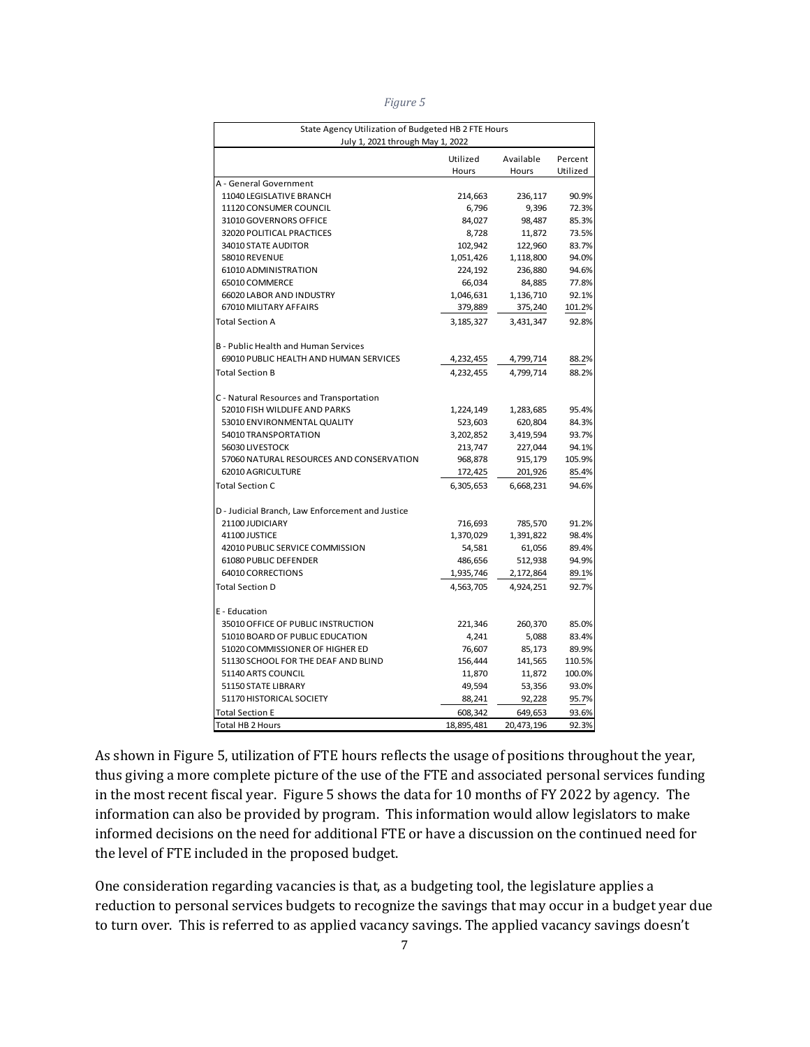*Figure 5*

| State Agency Utilization of Budgeted HB 2 FTE Hours July 1, 2021 through May 1, 2022 | | | |
|---|---|---|---|
| | Utilized Hours | Available Hours | Percent Utilized |
| A - General Government | | | |
| 11040 LEGISLATIVE BRANCH | 214,663 | 236,117 | 90.9% |
| 11120 CONSUMER COUNCIL | 6,796 | 9,396 | 72.3% |
| 31010 GOVERNORS OFFICE | 84,027 | 98,487 | 85.3% |
| 32020 POLITICAL PRACTICES | 8,728 | 11,872 | 73.5% |
| 34010 STATE AUDITOR | 102,942 | 122,960 | 83.7% |
| 58010 REVENUE | 1,051,426 | 1,118,800 | 94.0% |
| 61010 ADMINISTRATION | 224,192 | 236,880 | 94.6% |
| 65010 COMMERCE | 66,034 | 84,885 | 77.8% |
| 66020 LABOR AND INDUSTRY | 1,046,631 | 1,136,710 | 92.1% |
| 67010 MILITARY AFFAIRS | 379,889 | 375,240 | 101.2% |
| Total Section A | 3,185,327 | 3,431,347 | 92.8% |
| B - Public Health and Human Services | | | |
| 69010 PUBLIC HEALTH AND HUMAN SERVICES | 4,232,455 | 4,799,714 | 88.2% |
| Total Section B | 4,232,455 | 4,799,714 | 88.2% |
| C - Natural Resources and Transportation | | | |
| 52010 FISH WILDLIFE AND PARKS | 1,224,149 | 1,283,685 | 95.4% |
| 53010 ENVIRONMENTAL QUALITY | 523,603 | 620,804 | 84.3% |
| 54010 TRANSPORTATION | 3,202,852 | 3,419,594 | 93.7% |
| 56030 LIVESTOCK | 213,747 | 227,044 | 94.1% |
| 57060 NATURAL RESOURCES AND CONSERVATION | 968,878 | 915,179 | 105.9% |
| 62010 AGRICULTURE | 172,425 | 201,926 | 85.4% |
| Total Section C | 6,305,653 | 6,668,231 | 94.6% |
| D - Judicial Branch, Law Enforcement and Justice | | | |
| 21100 JUDICIARY | 716,693 | 785,570 | 91.2% |
| 41100 JUSTICE | 1,370,029 | 1,391,822 | 98.4% |
| 42010 PUBLIC SERVICE COMMISSION | 54,581 | 61,056 | 89.4% |
| 61080 PUBLIC DEFENDER | 486,656 | 512,938 | 94.9% |
| 64010 CORRECTIONS | 1,935,746 | 2,172,864 | 89.1% |
| Total Section D | 4,563,705 | 4,924,251 | 92.7% |
| E - Education | | | |
| 35010 OFFICE OF PUBLIC INSTRUCTION | 221,346 | 260,370 | 85.0% |
| 51010 BOARD OF PUBLIC EDUCATION | 4,241 | 5,088 | 83.4% |
| 51020 COMMISSIONER OF HIGHER ED | 76,607 | 85,173 | 89.9% |
| 51130 SCHOOL FOR THE DEAF AND BLIND | 156,444 | 141,565 | 110.5% |
| 51140 ARTS COUNCIL | 11,870 | 11,872 | 100.0% |
| 51150 STATE LIBRARY | 49,594 | 53,356 | 93.0% |
| 51170 HISTORICAL SOCIETY | 88,241 | 92,228 | 95.7% |
| Total Section E | 608,342 | 649,653 | 93.6% |
| Total HB 2 Hours | 18,895,481 | 20,473,196 | 92.3% |

As shown in Figure 5, utilization of FTE hours reflects the usage of positions throughout the year, thus giving a more complete picture of the use of the FTE and associated personal services funding in the most recent fiscal year. Figure 5 shows the data for 10 months of FY 2022 by agency. The information can also be provided by program. This information would allow legislators to make informed decisions on the need for additional FTE or have a discussion on the continued need for the level of FTE included in the proposed budget.

One consideration regarding vacancies is that, as a budgeting tool, the legislature applies a reduction to personal services budgets to recognize the savings that may occur in a budget year due to turn over. This is referred to as applied vacancy savings. The applied vacancy savings doesn't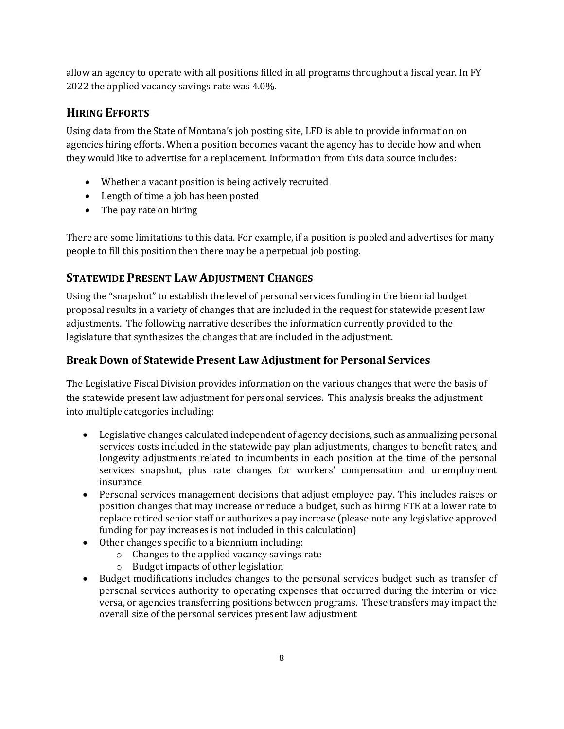allow an agency to operate with all positions filled in all programs throughout a fiscal year. In FY 2022 the applied vacancy savings rate was 4.0%.

## HIRING EFFORTS

Using data from the State of Montana's job posting site, LFD is able to provide information on agencies hiring efforts. When a position becomes vacant the agency has to decide how and when they would like to advertise for a replacement. Information from this data source includes:

- Whether a vacant position is being actively recruited
- Length of time a job has been posted
- The pay rate on hiring

There are some limitations to this data. For example, if a position is pooled and advertises for many people to fill this position then there may be a perpetual job posting.

## STATEWIDE PRESENT LAW ADJUSTMENT CHANGES

Using the "snapshot" to establish the level of personal services funding in the biennial budget proposal results in a variety of changes that are included in the request for statewide present law adjustments. The following narrative describes the information currently provided to the legislature that synthesizes the changes that are included in the adjustment.

### Break Down of Statewide Present Law Adjustment for Personal Services

The Legislative Fiscal Division provides information on the various changes that were the basis of the statewide present law adjustment for personal services. This analysis breaks the adjustment into multiple categories including:

- Legislative changes calculated independent of agency decisions, such as annualizing personal services costs included in the statewide pay plan adjustments, changes to benefit rates, and longevity adjustments related to incumbents in each position at the time of the personal services snapshot, plus rate changes for workers' compensation and unemployment insurance
- Personal services management decisions that adjust employee pay. This includes raises or position changes that may increase or reduce a budget, such as hiring FTE at a lower rate to replace retired senior staff or authorizes a pay increase (please note any legislative approved funding for pay increases is not included in this calculation)
- Other changes specific to a biennium including:
  - Changes to the applied vacancy savings rate
  - Budget impacts of other legislation
- Budget modifications includes changes to the personal services budget such as transfer of personal services authority to operating expenses that occurred during the interim or vice versa, or agencies transferring positions between programs. These transfers may impact the overall size of the personal services present law adjustment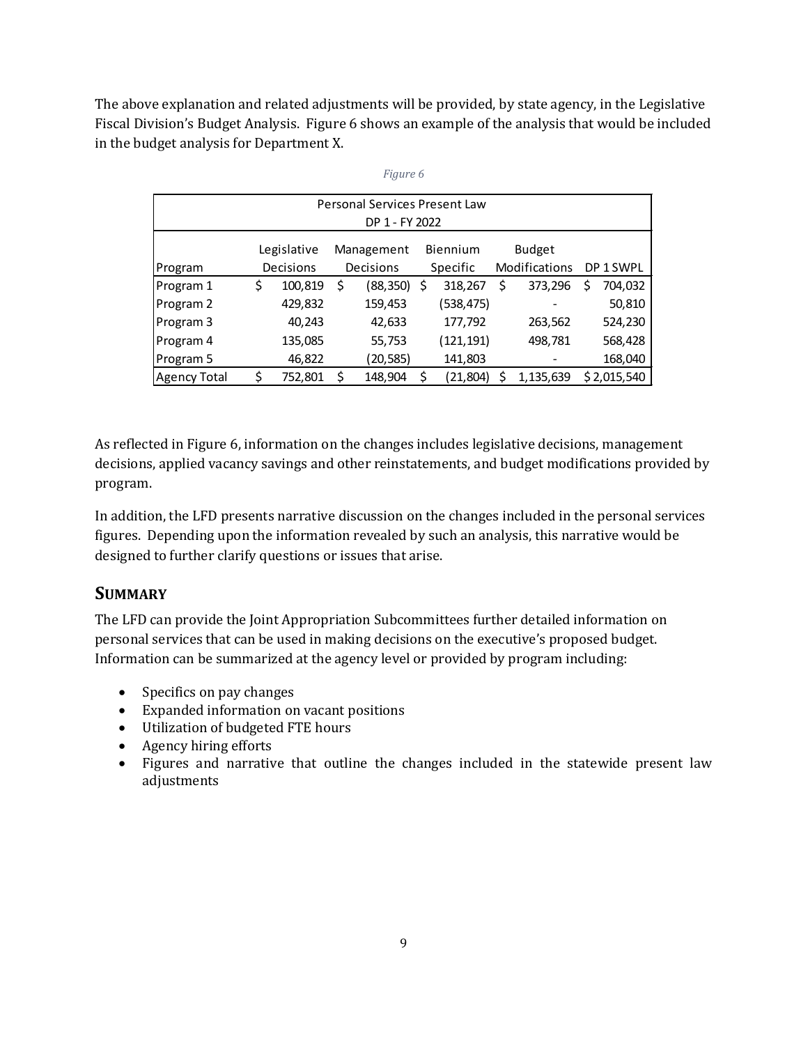The above explanation and related adjustments will be provided, by state agency, in the Legislative Fiscal Division's Budget Analysis. Figure 6 shows an example of the analysis that would be included in the budget analysis for Department X.

*Figure 6*

| Personal Services Present Law DP 1 - FY 2022 | | | | | |
|---|---|---|---|---|---|
| Program | Legislative Decisions | Management Decisions | Biennium Specific | Budget Modifications | DP 1 SWPL |
| Program 1 | $ 100,819 | $ (88,350) | $ 318,267 | $ 373,296 | $ 704,032 |
| Program 2 | 429,832 | 159,453 | (538,475) | - | 50,810 |
| Program 3 | 40,243 | 42,633 | 177,792 | 263,562 | 524,230 |
| Program 4 | 135,085 | 55,753 | (121,191) | 498,781 | 568,428 |
| Program 5 | 46,822 | (20,585) | 141,803 | - | 168,040 |
| Agency Total | $ 752,801 | $ 148,904 | $ (21,804) | $ 1,135,639 | $ 2,015,540 |

As reflected in Figure 6, information on the changes includes legislative decisions, management decisions, applied vacancy savings and other reinstatements, and budget modifications provided by program.

In addition, the LFD presents narrative discussion on the changes included in the personal services figures. Depending upon the information revealed by such an analysis, this narrative would be designed to further clarify questions or issues that arise.

## SUMMARY

The LFD can provide the Joint Appropriation Subcommittees further detailed information on personal services that can be used in making decisions on the executive's proposed budget. Information can be summarized at the agency level or provided by program including:

- Specifics on pay changes
- Expanded information on vacant positions
- Utilization of budgeted FTE hours
- Agency hiring efforts
- Figures and narrative that outline the changes included in the statewide present law adjustments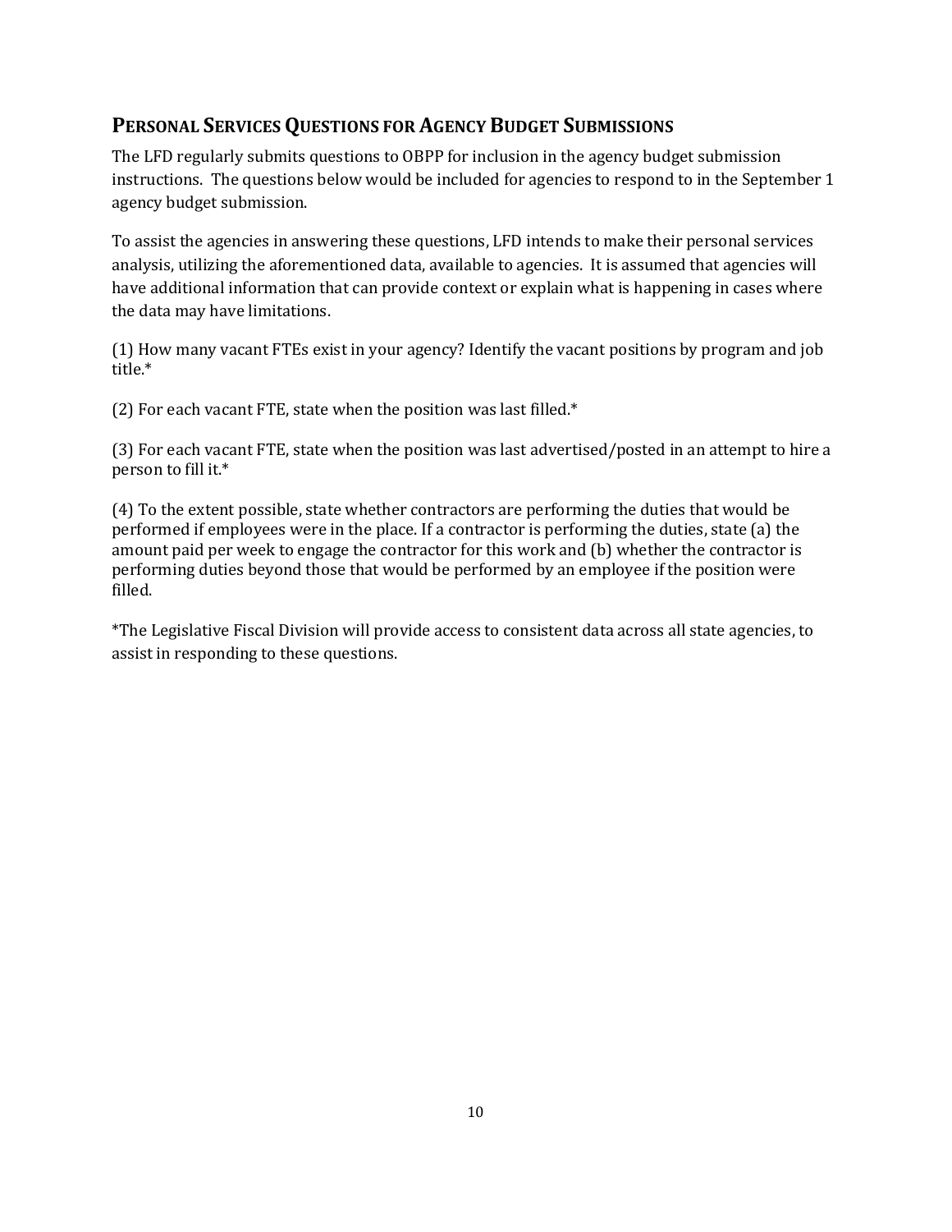## Personal Services Questions for Agency Budget Submissions

The LFD regularly submits questions to OBPP for inclusion in the agency budget submission instructions. The questions below would be included for agencies to respond to in the September 1 agency budget submission.

To assist the agencies in answering these questions, LFD intends to make their personal services analysis, utilizing the aforementioned data, available to agencies. It is assumed that agencies will have additional information that can provide context or explain what is happening in cases where the data may have limitations.

(1) How many vacant FTEs exist in your agency? Identify the vacant positions by program and job title.*

(2) For each vacant FTE, state when the position was last filled.*

(3) For each vacant FTE, state when the position was last advertised/posted in an attempt to hire a person to fill it.*

(4) To the extent possible, state whether contractors are performing the duties that would be performed if employees were in the place. If a contractor is performing the duties, state (a) the amount paid per week to engage the contractor for this work and (b) whether the contractor is performing duties beyond those that would be performed by an employee if the position were filled.

*The Legislative Fiscal Division will provide access to consistent data across all state agencies, to assist in responding to these questions.